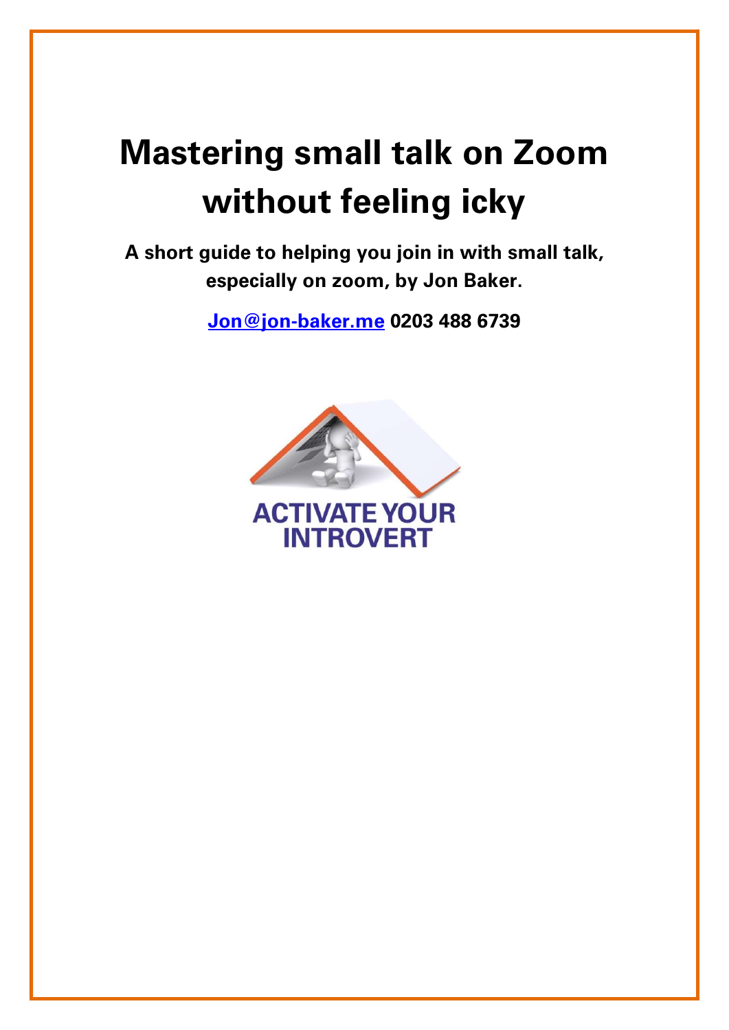# Mastering small talk on Zoom without feeling icky

**A short guide to helping you join in with small talk, especially on zoom, by Jon Baker.**

**Jon@jon-baker.me 0203 488 6739**

ACTIVATE YOUR INTROVERT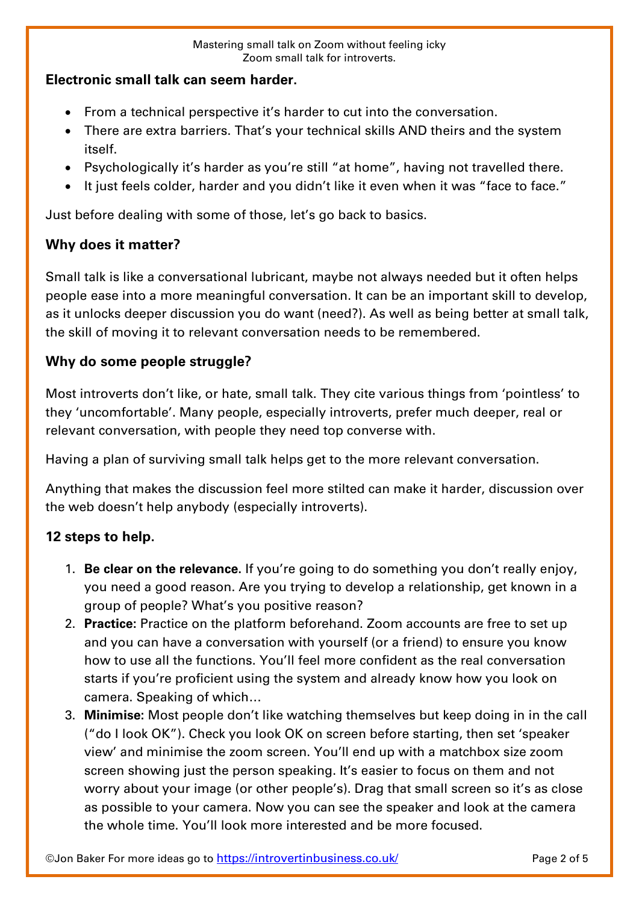## Electronic small talk can seem harder.

- From a technical perspective it's harder to cut into the conversation.
- There are extra barriers. That's your technical skills AND theirs and the system itself.
- Psychologically it's harder as you're still "at home", having not travelled there.
- It just feels colder, harder and you didn't like it even when it was "face to face."

Just before dealing with some of those, let's go back to basics.

## Why does it matter?

Small talk is like a conversational lubricant, maybe not always needed but it often helps people ease into a more meaningful conversation. It can be an important skill to develop, as it unlocks deeper discussion you do want (need?). As well as being better at small talk, the skill of moving it to relevant conversation needs to be remembered.

## Why do some people struggle?

Most introverts don't like, or hate, small talk. They cite various things from 'pointless' to they 'uncomfortable'. Many people, especially introverts, prefer much deeper, real or relevant conversation, with people they need top converse with.

Having a plan of surviving small talk helps get to the more relevant conversation.

Anything that makes the discussion feel more stilted can make it harder, discussion over the web doesn't help anybody (especially introverts).

## 12 steps to help.

1. **Be clear on the relevance.** If you're going to do something you don't really enjoy, you need a good reason. Are you trying to develop a relationship, get known in a group of people? What's you positive reason?
2. **Practice:** Practice on the platform beforehand. Zoom accounts are free to set up and you can have a conversation with yourself (or a friend) to ensure you know how to use all the functions. You'll feel more confident as the real conversation starts if you're proficient using the system and already know how you look on camera. Speaking of which…
3. **Minimise:** Most people don't like watching themselves but keep doing in in the call ("do I look OK"). Check you look OK on screen before starting, then set 'speaker view' and minimise the zoom screen. You'll end up with a matchbox size zoom screen showing just the person speaking. It's easier to focus on them and not worry about your image (or other people's). Drag that small screen so it's as close as possible to your camera. Now you can see the speaker and look at the camera the whole time. You'll look more interested and be more focused.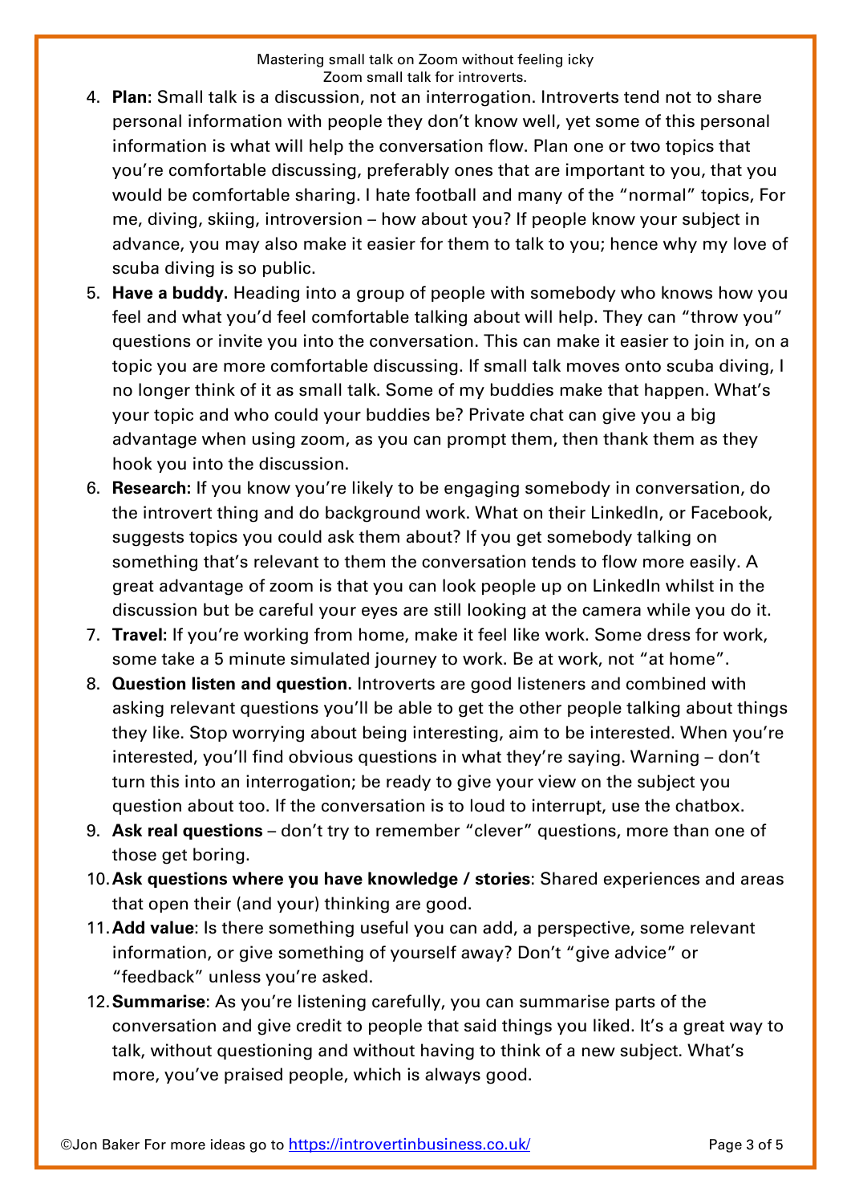4. **Plan:** Small talk is a discussion, not an interrogation. Introverts tend not to share personal information with people they don't know well, yet some of this personal information is what will help the conversation flow. Plan one or two topics that you're comfortable discussing, preferably ones that are important to you, that you would be comfortable sharing. I hate football and many of the "normal" topics, For me, diving, skiing, introversion – how about you? If people know your subject in advance, you may also make it easier for them to talk to you; hence why my love of scuba diving is so public.
5. **Have a buddy.** Heading into a group of people with somebody who knows how you feel and what you'd feel comfortable talking about will help. They can "throw you" questions or invite you into the conversation. This can make it easier to join in, on a topic you are more comfortable discussing. If small talk moves onto scuba diving, I no longer think of it as small talk. Some of my buddies make that happen. What's your topic and who could your buddies be? Private chat can give you a big advantage when using zoom, as you can prompt them, then thank them as they hook you into the discussion.
6. **Research:** If you know you're likely to be engaging somebody in conversation, do the introvert thing and do background work. What on their LinkedIn, or Facebook, suggests topics you could ask them about? If you get somebody talking on something that's relevant to them the conversation tends to flow more easily. A great advantage of zoom is that you can look people up on LinkedIn whilst in the discussion but be careful your eyes are still looking at the camera while you do it.
7. **Travel:** If you're working from home, make it feel like work. Some dress for work, some take a 5 minute simulated journey to work. Be at work, not "at home".
8. **Question listen and question.** Introverts are good listeners and combined with asking relevant questions you'll be able to get the other people talking about things they like. Stop worrying about being interesting, aim to be interested. When you're interested, you'll find obvious questions in what they're saying. Warning – don't turn this into an interrogation; be ready to give your view on the subject you question about too. If the conversation is to loud to interrupt, use the chatbox.
9. **Ask real questions** – don't try to remember "clever" questions, more than one of those get boring.
10. **Ask questions where you have knowledge / stories**: Shared experiences and areas that open their (and your) thinking are good.
11. **Add value**: Is there something useful you can add, a perspective, some relevant information, or give something of yourself away? Don't "give advice" or "feedback" unless you're asked.
12. **Summarise**: As you're listening carefully, you can summarise parts of the conversation and give credit to people that said things you liked. It's a great way to talk, without questioning and without having to think of a new subject. What's more, you've praised people, which is always good.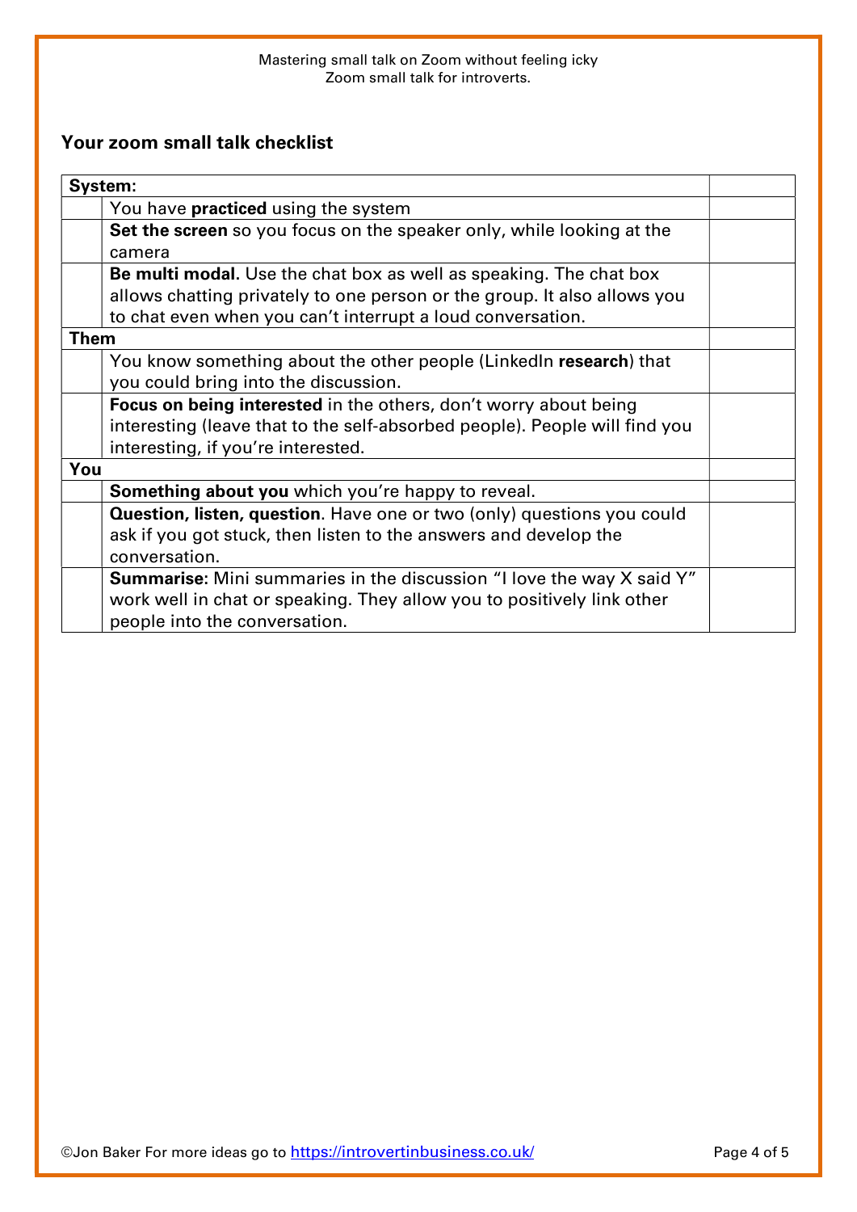## Your zoom small talk checklist

| **System:** | | |
|---|---|---|
| | You have **practiced** using the system | |
| | **Set the screen** so you focus on the speaker only, while looking at the camera | |
| | **Be multi modal.** Use the chat box as well as speaking. The chat box allows chatting privately to one person or the group. It also allows you to chat even when you can't interrupt a loud conversation. | |
| **Them** | | |
| | You know something about the other people (LinkedIn **research**) that you could bring into the discussion. | |
| | **Focus on being interested** in the others, don't worry about being interesting (leave that to the self-absorbed people). People will find you interesting, if you're interested. | |
| **You** | | |
| | **Something about you** which you're happy to reveal. | |
| | **Question, listen, question**. Have one or two (only) questions you could ask if you got stuck, then listen to the answers and develop the conversation. | |
| | **Summarise:** Mini summaries in the discussion "I love the way X said Y" work well in chat or speaking. They allow you to positively link other people into the conversation. | |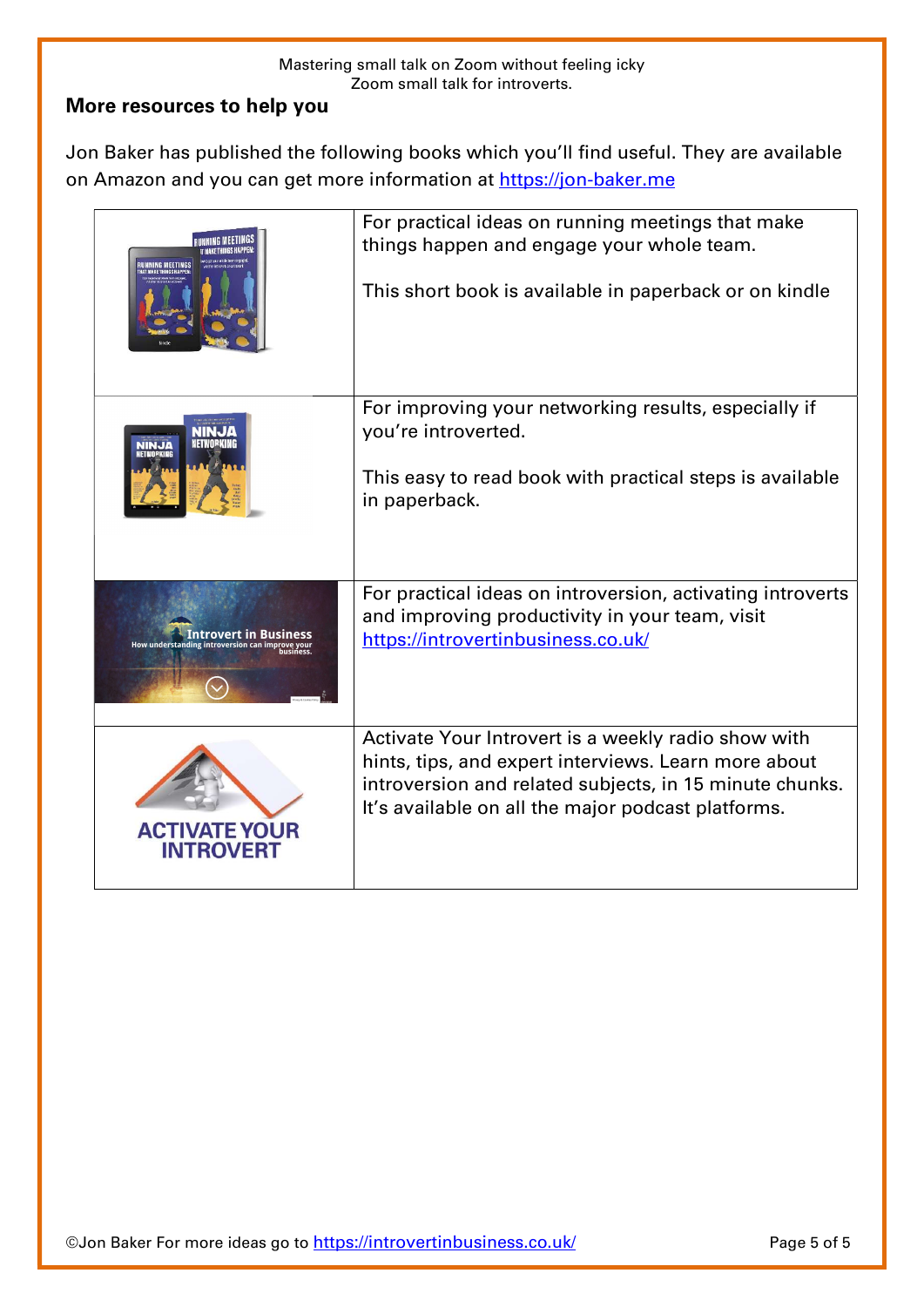## More resources to help you

Jon Baker has published the following books which you'll find useful. They are available on Amazon and you can get more information at https://jon-baker.me

| | |
|---|---|
| | For practical ideas on running meetings that make things happen and engage your whole team.<br><br>This short book is available in paperback or on kindle |
| | For improving your networking results, especially if you're introverted.<br><br>This easy to read book with practical steps is available in paperback. |
| | For practical ideas on introversion, activating introverts and improving productivity in your team, visit https://introvertinbusiness.co.uk/ |
| | Activate Your Introvert is a weekly radio show with hints, tips, and expert interviews. Learn more about introversion and related subjects, in 15 minute chunks. It's available on all the major podcast platforms. |

©Jon Baker For more ideas go to https://introvertinbusiness.co.uk/